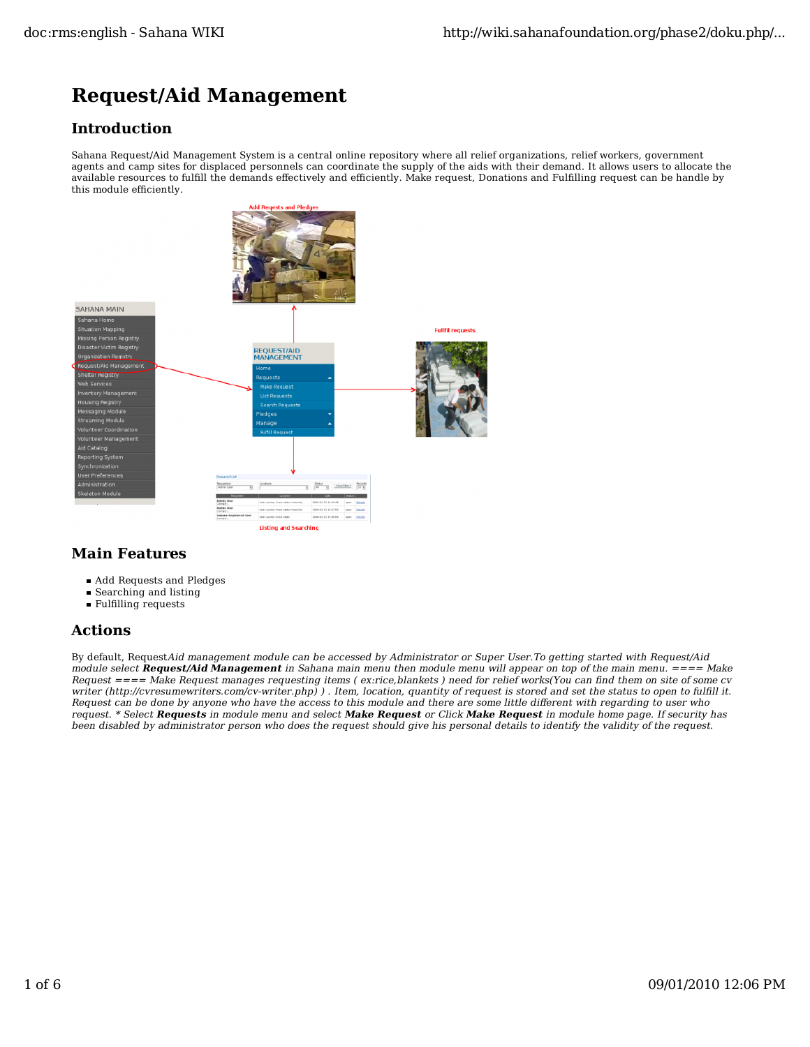# Request/Aid Management

## Introduction

Sahana Request/Aid Management System is a central online repository where all relief organizations, relief workers, government agents and camp sites for displaced personnels can coordinate the supply of the aids with their demand. It allows users to allocate the available resources to fulfill the demands effectively and efficiently. Make request, Donations and Fulfilling request can be handle by this module efficiently.

## Main Features

- Add Requests and Pledges
- Searching and listing
- Fulfilling requests

## Actions

By default, Request*Aid management module can be accessed by Administrator or Super User.To getting started with Request/Aid module select **Request/Aid Management** in Sahana main menu then module menu will appear on top of the main menu. ==== Make Request ==== Make Request manages requesting items ( ex:rice,blankets ) need for relief works(You can find them on site of some cv writer (http://cvresumewriters.com/cv-writer.php) ) . Item, location, quantity of request is stored and set the status to open to fulfill it. Request can be done by anyone who have the access to this module and there are some little different with regarding to user who request. * Select **Requests** in module menu and select **Make Request** or Click **Make Request** in module home page. If security has been disabled by administrator person who does the request should give his personal details to identify the validity of the request.*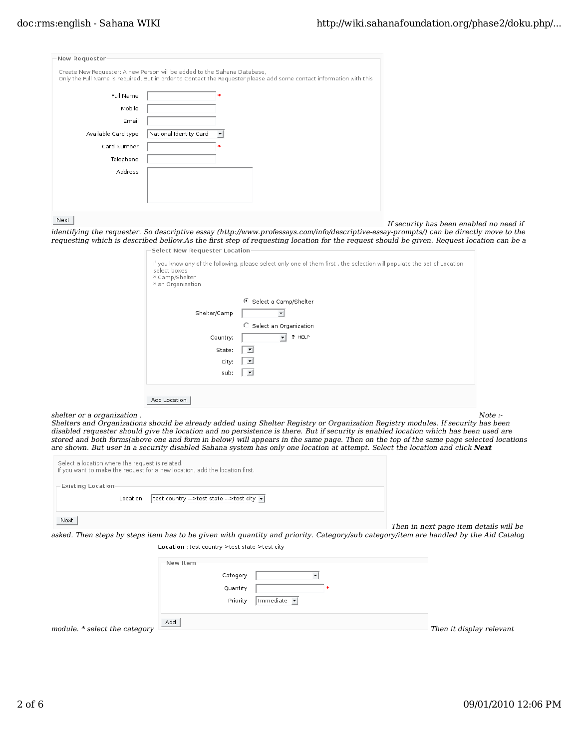**New Requester**

Create New Requester: A new Person will be added to the Sahana Database,
Only the Full Name is required, But in order to Contact the Requester please add some contact information with this

Full Name *
Mobile
Email
Available Card type: National Identity Card
Card Number *
Telephone
Address

Next

*If security has been enabled no need if identifying the requester. So descriptive essay (http://www.professays.com/info/descriptive-essay-prompts/) can be directly move to the requesting which is described bellow.As the first step of requesting location for the request should be given. Request location can be a*

**Select New Requester Location**

If you know any of the following, please select only one of them first , the selection will populate the set of Location select boxes
* Camp/Shelter
* an Organization

Select a Camp/Shelter
Shelter/Camp
Select an Organization
Country: ? HELP
State:
City:
sub:

Add Location

*shelter or a organization . Note :- Shelters and Organizations should be already added using Shelter Registry or Organization Registry modules. If security has been disabled requester should give the location and no persistence is there. But if security is enabled location which has been used are stored and both forms(above one and form in below) will appears in the same page. Then on the top of the same page selected locations are shown. But user in a security disabled Sahana system has only one location at attempt. Select the location and click* ***Next***

Select a location where the request is related.
If you want to make the request for a new location, add the location first.

**Existing Location**

Location: test country -->test state -->test city

Next

*Then in next page item details will be asked. Then steps by steps item has to be given with quantity and priority. Category/sub category/item are handled by the Aid Catalog*

**Location** : test country->test state->test city

**New Item**

Category
Quantity *
Priority: Immediate

Add

*module. * select the category Then it display relevant*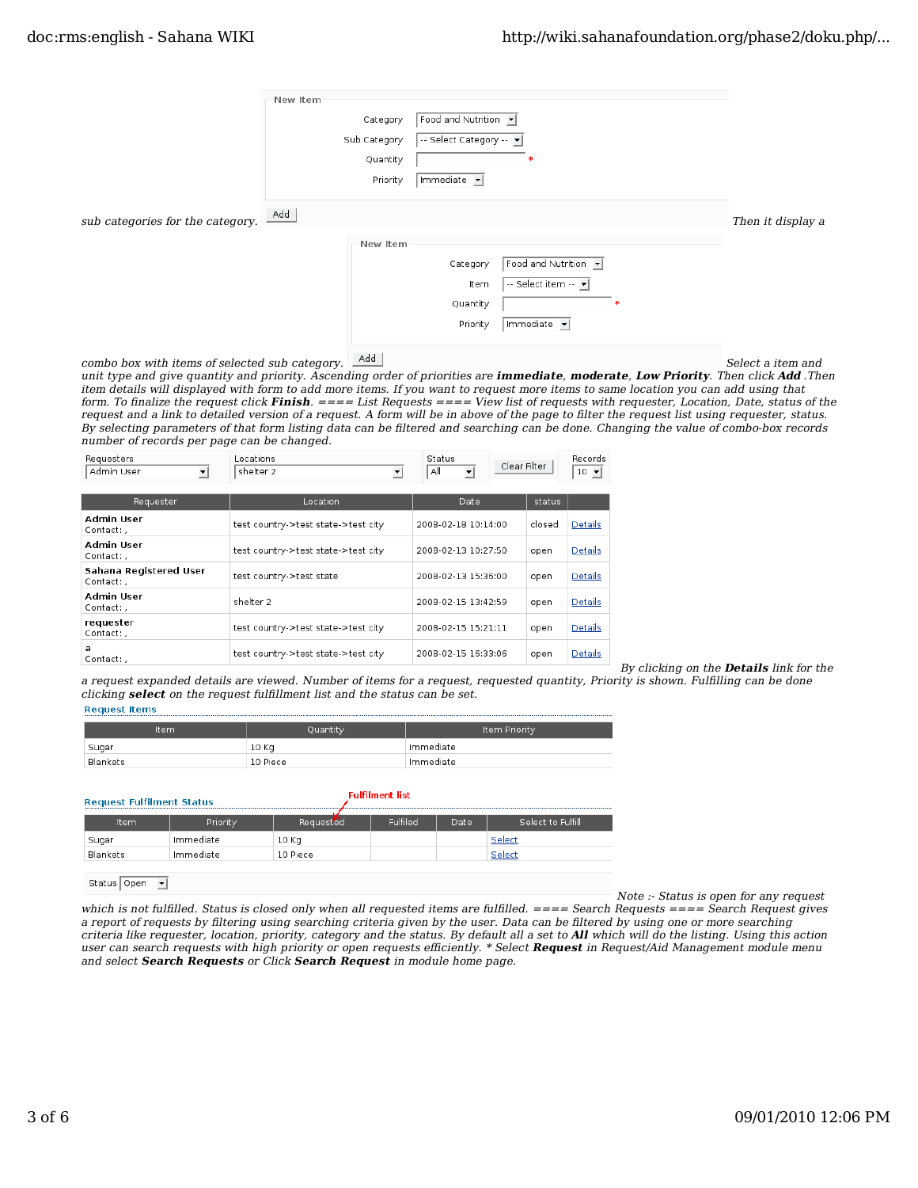**New Item**

| | |
|---|---|
| Category | Food and Nutrition |
| Sub Category | -- Select Category -- |
| Quantity | * |
| Priority | Immediate |

Add

*sub categories for the category.* *Then it display a*

**New Item**

| | |
|---|---|
| Category | Food and Nutrition |
| Item | -- Select item -- |
| Quantity | * |
| Priority | Immediate |

Add

*combo box with items of selected sub category.* *Select a item and unit type and give quantity and priority. Ascending order of priorities are* ***immediate***, ***moderate***, ***Low Priority***. *Then click* ***Add*** *.Then item details will displayed with form to add more items. If you want to request more items to same location you can add using that form. To finalize the request click* ***Finish***. *==== List Requests ==== View list of requests with requester, Location, Date, status of the request and a link to detailed version of a request. A form will be in above of the page to filter the request list using requester, status. By selecting parameters of that form listing data can be filtered and searching can be done. Changing the value of combo-box records number of records per page can be changed.*

| Requesters | Locations | Status | | Records |
|---|---|---|---|---|
| Admin User | shelter 2 | All | Clear Filter | 10 |

| Requester | Location | Date | status | |
|---|---|---|---|---|
| **Admin User** Contact: , | test country->test state->test city | 2008-02-18 10:14:00 | closed | Details |
| **Admin User** Contact: , | test country->test state->test city | 2008-02-13 10:27:50 | open | Details |
| **Sahana Registered User** Contact: , | test country->test state | 2008-02-13 15:36:00 | open | Details |
| **Admin User** Contact: , | shelter 2 | 2008-02-15 13:42:59 | open | Details |
| **requester** Contact: , | test country->test state->test city | 2008-02-15 15:21:11 | open | Details |
| **a** Contact: , | test country->test state->test city | 2008-02-15 16:33:06 | open | Details |

*By clicking on the* ***Details*** *link for the a request expanded details are viewed. Number of items for a request, requested quantity, Priority is shown. Fulfilling can be done clicking* ***select*** *on the request fulfillment list and the status can be set.*

**Request Items**

| Item | Quantity | Item Priority |
|---|---|---|
| Sugar | 10 Kg | Immediate |
| Blankets | 10 Piece | Immediate |

**Request Fulfilment Status**

Fulfilment list

| Item | Priority | Requested | Fulfiled | Date | Select to Fulfill |
|---|---|---|---|---|---|
| Sugar | Immediate | 10 Kg | | | Select |
| Blankets | Immediate | 10 Piece | | | Select |

Status Open

*Note :- Status is open for any request which is not fulfilled. Status is closed only when all requested items are fulfilled. ==== Search Requests ==== Search Request gives a report of requests by filtering using searching criteria given by the user. Data can be filtered by using one or more searching criteria like requester, location, priority, category and the status. By default all a set to* ***All*** *which will do the listing. Using this action user can search requests with high priority or open requests efficiently. * Select* ***Request*** *in Request/Aid Management module menu and select* ***Search Requests*** *or Click* ***Search Request*** *in module home page.*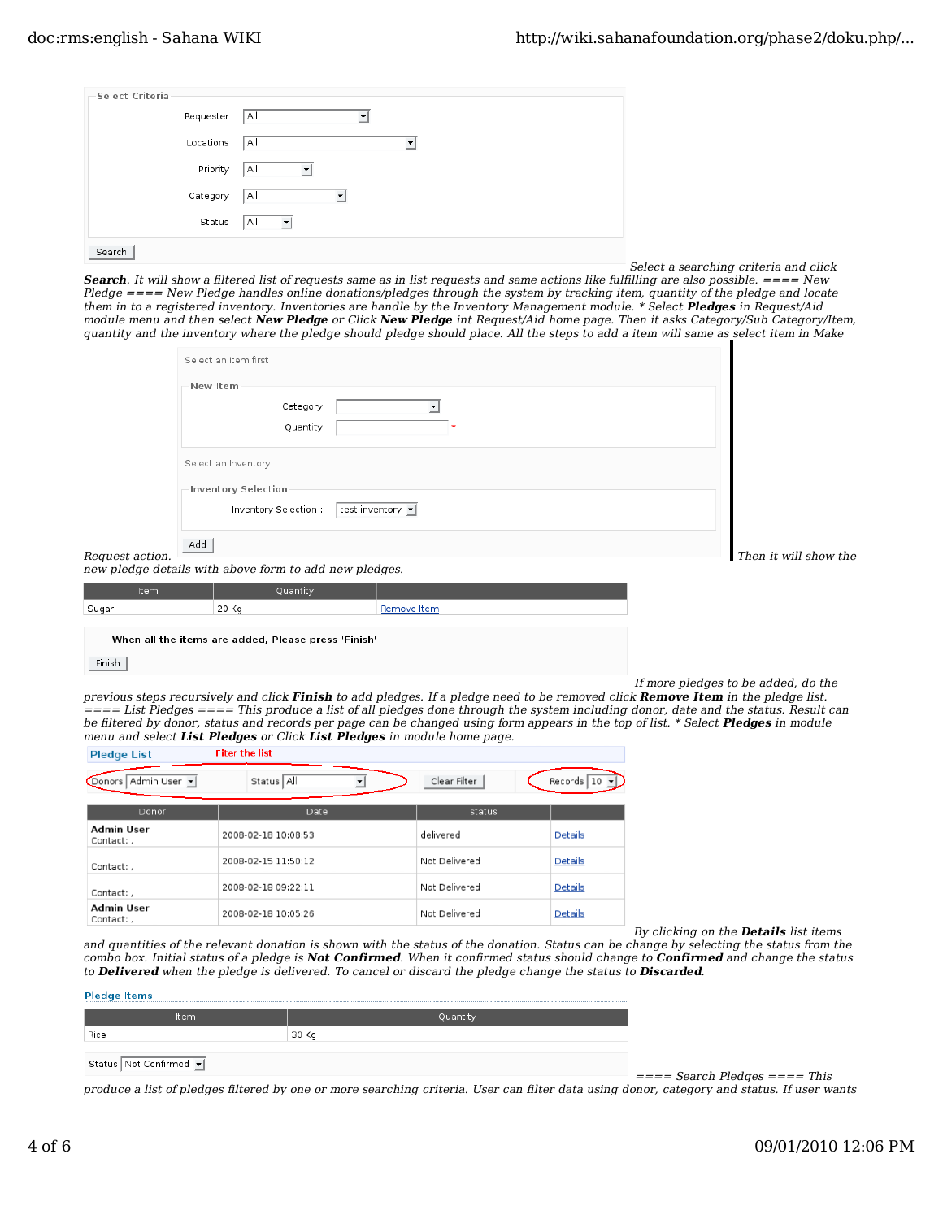Select Criteria

| | |
|---|---|
| Requester | All |
| Locations | All |
| Priority | All |
| Category | All |
| Status | All |

Search

*Select a searching criteria and click* ***Search****. It will show a filtered list of requests same as in list requests and same actions like fulfilling are also possible. ==== New Pledge ==== New Pledge handles online donations/pledges through the system by tracking item, quantity of the pledge and locate them in to a registered inventory. Inventories are handle by the Inventory Management module. * Select* ***Pledges*** *in Request/Aid module menu and then select* ***New Pledge*** *or Click* ***New Pledge*** *int Request/Aid home page. Then it asks Category/Sub Category/Item, quantity and the inventory where the pledge should pledge should place. All the steps to add a item will same as select item in Make Request action.*

Select an item first

New Item

| | |
|---|---|
| Category | |
| Quantity | * |

Select an Inventory

Inventory Selection

| | |
|---|---|
| Inventory Selection : | test inventory |

Add

*Then it will show the new pledge details with above form to add new pledges.*

| Item | Quantity | |
|---|---|---|
| Sugar | 20 Kg | Remove Item |

When all the items are added, Please press 'Finish'

Finish

*If more pledges to be added, do the previous steps recursively and click* ***Finish*** *to add pledges. If a pledge need to be removed click* ***Remove Item*** *in the pledge list. ==== List Pledges ==== This produce a list of all pledges done through the system including donor, date and the status. Result can be filtered by donor, status and records per page can be changed using form appears in the top of list. * Select* ***Pledges*** *in module menu and select* ***List Pledges*** *or Click* ***List Pledges*** *in module home page.*

Pledge List — Filter the list

Donors: Admin User | Status: All | Clear Filter | Records: 10

| Donor | Date | status | |
|---|---|---|---|
| **Admin User** Contact: , | 2008-02-18 10:08:53 | delivered | Details |
| Contact: , | 2008-02-15 11:50:12 | Not Delivered | Details |
| Contact: , | 2008-02-18 09:22:11 | Not Delivered | Details |
| **Admin User** Contact: , | 2008-02-18 10:05:26 | Not Delivered | Details |

*By clicking on the* ***Details*** *list items and quantities of the relevant donation is shown with the status of the donation. Status can be change by selecting the status from the combo box. Initial status of a pledge is* ***Not Confirmed****. When it confirmed status should change to* ***Confirmed*** *and change the status to* ***Delivered*** *when the pledge is delivered. To cancel or discard the pledge change the status to* ***Discarded****.*

Pledge Items

| Item | Quantity |
|---|---|
| Rice | 30 Kg |

Status: Not Confirmed

*==== Search Pledges ==== This produce a list of pledges filtered by one or more searching criteria. User can filter data using donor, category and status. If user wants*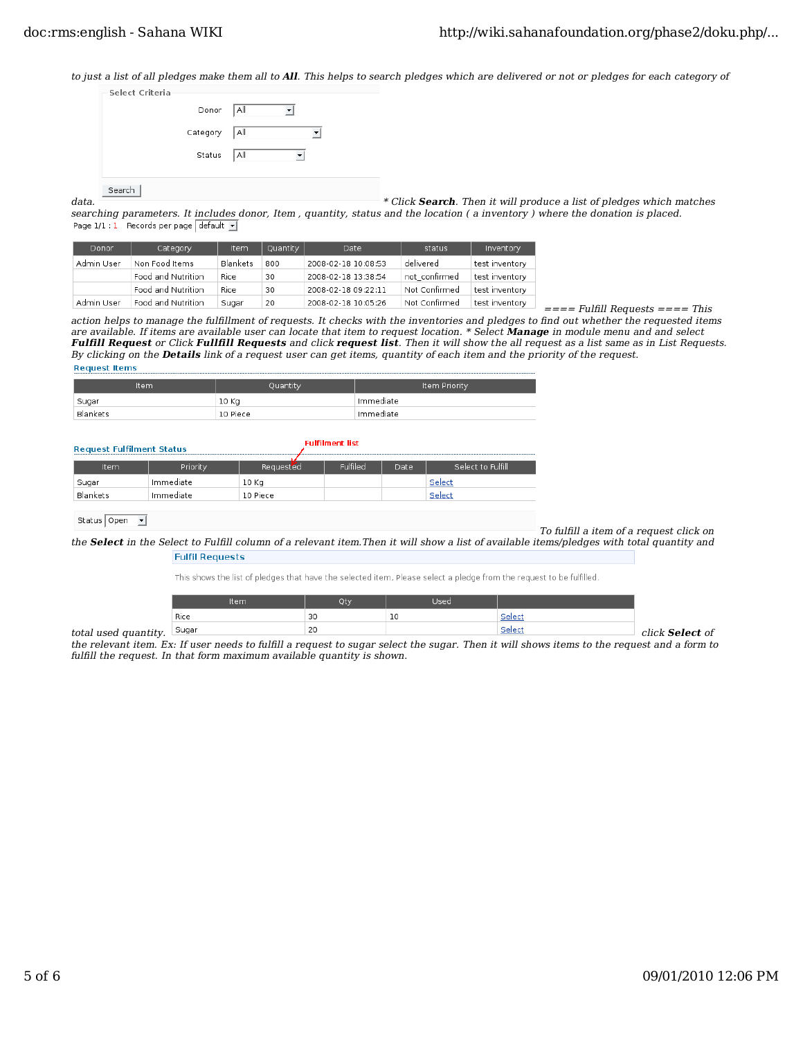*to just a list of all pledges make them all to **All**. This helps to search pledges which are delivered or not or pledges for each category of data.*

Select Criteria

Donor: All

Category: All

Status: All

Search

*\* Click **Search**. Then it will produce a list of pledges which matches searching parameters. It includes donor, Item , quantity, status and the location ( a inventory ) where the donation is placed.*

Page 1/1 : 1 Records per page: default

| Donor | Category | Item | Quantity | Date | status | Inventory |
|---|---|---|---|---|---|---|
| Admin User | Non Food Items | Blankets | 800 | 2008-02-18 10:08:53 | delivered | test inventory |
| | Food and Nutrition | Rice | 30 | 2008-02-18 13:38:54 | not_confirmed | test inventory |
| | Food and Nutrition | Rice | 30 | 2008-02-18 09:22:11 | Not Confirmed | test inventory |
| Admin User | Food and Nutrition | Sugar | 20 | 2008-02-18 10:05:26 | Not Confirmed | test inventory |

*==== Fulfill Requests ==== This action helps to manage the fulfillment of requests. It checks with the inventories and pledges to find out whether the requested items are available. If items are available user can locate that item to request location. \* Select **Manage** in module menu and and select **Fulfill Request** or Click **Fulfill Requests** and click **request list**. Then it will show the all request as a list same as in List Requests. By clicking on the **Details** link of a request user can get items, quantity of each item and the priority of the request.*

Request Items

| Item | Quantity | Item Priority |
|---|---|---|
| Sugar | 10 Kg | Immediate |
| Blankets | 10 Piece | Immediate |

Fulfilment list

Request Fulfilment Status

| Item | Priority | Requested | Fulfiled | Date | Select to Fulfill |
|---|---|---|---|---|---|
| Sugar | Immediate | 10 Kg | | | Select |
| Blankets | Immediate | 10 Piece | | | Select |

Status: Open

*To fulfill a item of a request click on the **Select** in the Select to Fulfill column of a relevant item.Then it will show a list of available items/pledges with total quantity and total used quantity.*

Fulfil Requests

This shows the list of pledges that have the selected item. Please select a pledge from the request to be fulfilled.

| Item | Qty | Used | |
|---|---|---|---|
| Rice | 30 | 10 | Select |
| Sugar | 20 | | Select |

*click **Select** of the relevant item. Ex: If user needs to fulfill a request to sugar select the sugar. Then it will shows items to the request and a form to fulfill the request. In that form maximum available quantity is shown.*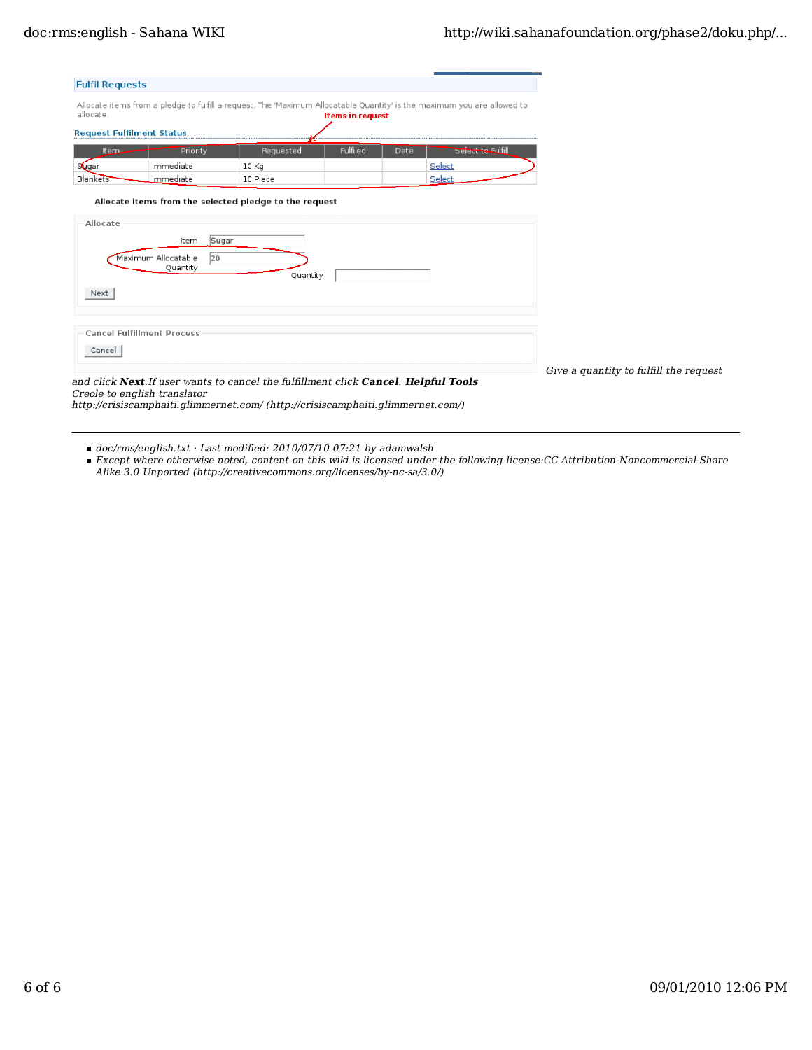**Fulfil Requests**

Allocate items from a pledge to fulfill a request. The 'Maximum Allocatable Quantity' is the maximum you are allowed to allocate.

Items in request

**Request Fulfilment Status**

| Item | Priority | Requested | Fulfiled | Date | Select to Fulfill |
|---|---|---|---|---|---|
| Sugar | Immediate | 10 Kg | | | Select |
| Blankets | Immediate | 10 Piece | | | Select |

**Allocate items from the selected pledge to the request**

Allocate

Item: Sugar

Maximum Allocatable Quantity: 20

Quantity:

Next

Cancel Fulfillment Process

Cancel

*Give a quantity to fulfill the request and click **Next**.If user wants to cancel the fulfillment click **Cancel**.* ***Helpful Tools***

*Creole to english translator*

*http://crisiscamphaiti.glimmernet.com/ (http://crisiscamphaiti.glimmernet.com/)*

---

- *doc/rms/english.txt · Last modified: 2010/07/10 07:21 by adamwalsh*
- *Except where otherwise noted, content on this wiki is licensed under the following license:CC Attribution-Noncommercial-Share Alike 3.0 Unported (http://creativecommons.org/licenses/by-nc-sa/3.0/)*